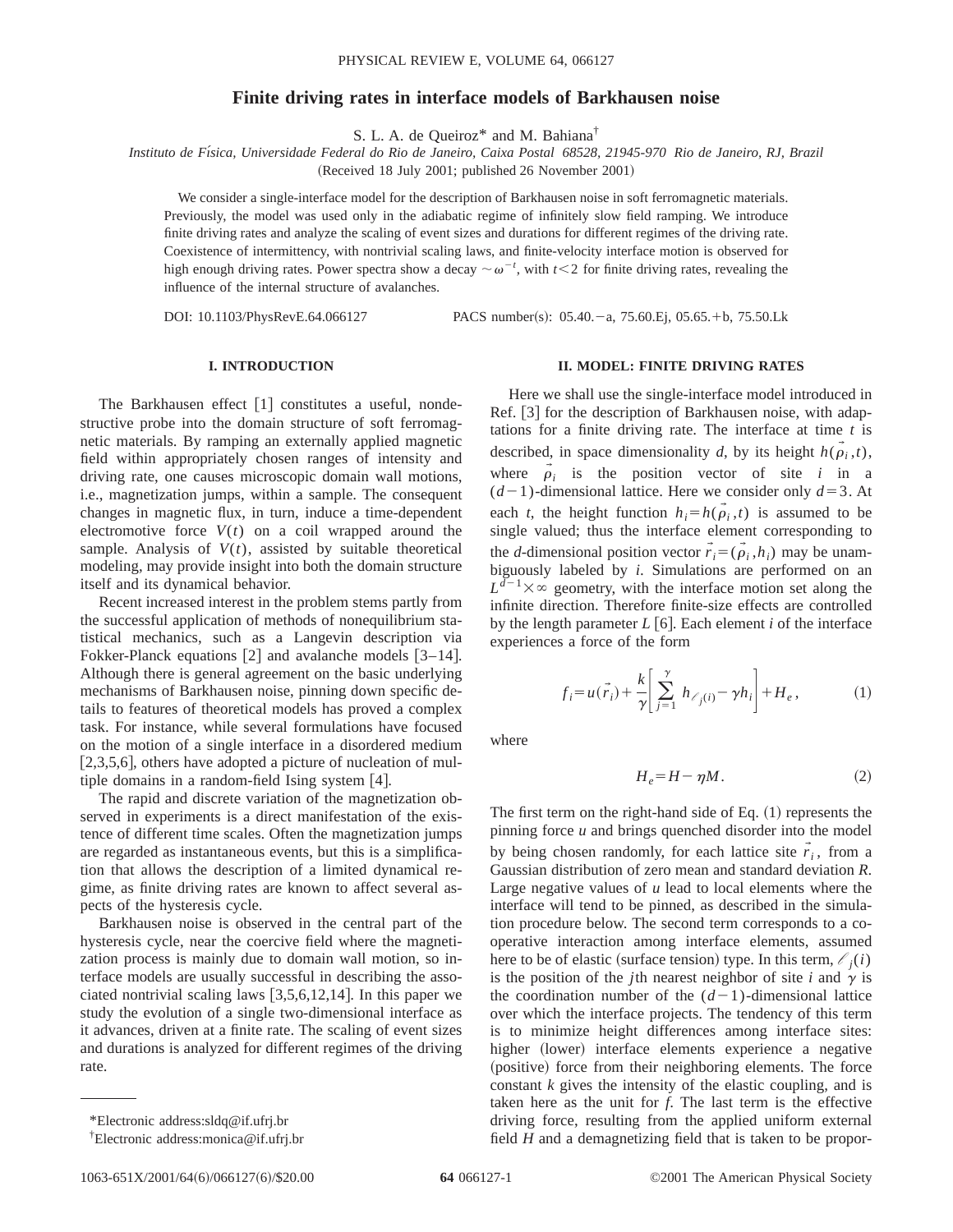# Finite driving rates in interface models of Barkhausen noise

S. L. A. de Queiroz* and M. Bahiana†

*Instituto de Física, Universidade Federal do Rio de Janeiro, Caixa Postal 68528, 21945-970 Rio de Janeiro, RJ, Brazil*

(Received 18 July 2001; published 26 November 2001)

We consider a single-interface model for the description of Barkhausen noise in soft ferromagnetic materials. Previously, the model was used only in the adiabatic regime of infinitely slow field ramping. We introduce finite driving rates and analyze the scaling of event sizes and durations for different regimes of the driving rate. Coexistence of intermittency, with nontrivial scaling laws, and finite-velocity interface motion is observed for high enough driving rates. Power spectra show a decay $\sim \omega^{-t}$, with $t<2$ for finite driving rates, revealing the influence of the internal structure of avalanches.

DOI: 10.1103/PhysRevE.64.066127 PACS number(s): 05.40.−a, 75.60.Ej, 05.65.+b, 75.50.Lk

## I. INTRODUCTION

The Barkhausen effect [1] constitutes a useful, nondestructive probe into the domain structure of soft ferromagnetic materials. By ramping an externally applied magnetic field within appropriately chosen ranges of intensity and driving rate, one causes microscopic domain wall motions, i.e., magnetization jumps, within a sample. The consequent changes in magnetic flux, in turn, induce a time-dependent electromotive force $V(t)$ on a coil wrapped around the sample. Analysis of $V(t)$, assisted by suitable theoretical modeling, may provide insight into both the domain structure itself and its dynamical behavior.

Recent increased interest in the problem stems partly from the successful application of methods of nonequilibrium statistical mechanics, such as a Langevin description via Fokker-Planck equations [2] and avalanche models [3–14]. Although there is general agreement on the basic underlying mechanisms of Barkhausen noise, pinning down specific details to features of theoretical models has proved a complex task. For instance, while several formulations have focused on the motion of a single interface in a disordered medium [2,3,5,6], others have adopted a picture of nucleation of multiple domains in a random-field Ising system [4].

The rapid and discrete variation of the magnetization observed in experiments is a direct manifestation of the existence of different time scales. Often the magnetization jumps are regarded as instantaneous events, but this is a simplification that allows the description of a limited dynamical regime, as finite driving rates are known to affect several aspects of the hysteresis cycle.

Barkhausen noise is observed in the central part of the hysteresis cycle, near the coercive field where the magnetization process is mainly due to domain wall motion, so interface models are usually successful in describing the associated nontrivial scaling laws [3,5,6,12,14]. In this paper we study the evolution of a single two-dimensional interface as it advances, driven at a finite rate. The scaling of event sizes and durations is analyzed for different regimes of the driving rate.

*Electronic address:sldq@if.ufrj.br

†Electronic address:monica@if.ufrj.br

## II. MODEL: FINITE DRIVING RATES

Here we shall use the single-interface model introduced in Ref. [3] for the description of Barkhausen noise, with adaptations for a finite driving rate. The interface at time $t$ is described, in space dimensionality $d$, by its height $h(\vec{\rho}_i,t)$, where $\vec{\rho}_i$ is the position vector of site $i$ in a $(d-1)$-dimensional lattice. Here we consider only $d=3$. At each $t$, the height function $h_i=h(\vec{\rho}_i,t)$ is assumed to be single valued; thus the interface element corresponding to the $d$-dimensional position vector $\vec{r}_i=(\vec{\rho}_i,h_i)$ may be unambiguously labeled by $i$. Simulations are performed on an $L^{d-1}\times\infty$ geometry, with the interface motion set along the infinite direction. Therefore finite-size effects are controlled by the length parameter $L$ [6]. Each element $i$ of the interface experiences a force of the form

$$f_i=u(\vec{r}_i)+\frac{k}{\gamma}\left[\sum_{j=1}^{\gamma} h_{\ell_j(i)}-\gamma h_i\right]+H_e, \tag{1}$$

where

$$H_e=H-\eta M. \tag{2}$$

The first term on the right-hand side of Eq. (1) represents the pinning force $u$ and brings quenched disorder into the model by being chosen randomly, for each lattice site $\vec{r}_i$, from a Gaussian distribution of zero mean and standard deviation $R$. Large negative values of $u$ lead to local elements where the interface will tend to be pinned, as described in the simulation procedure below. The second term corresponds to a cooperative interaction among interface elements, assumed here to be of elastic (surface tension) type. In this term, $\ell_j(i)$ is the position of the $j$th nearest neighbor of site $i$ and $\gamma$ is the coordination number of the $(d-1)$-dimensional lattice over which the interface projects. The tendency of this term is to minimize height differences among interface sites: higher (lower) interface elements experience a negative (positive) force from their neighboring elements. The force constant $k$ gives the intensity of the elastic coupling, and is taken here as the unit for $f$. The last term is the effective driving force, resulting from the applied uniform external field $H$ and a demagnetizing field that is taken to be propor-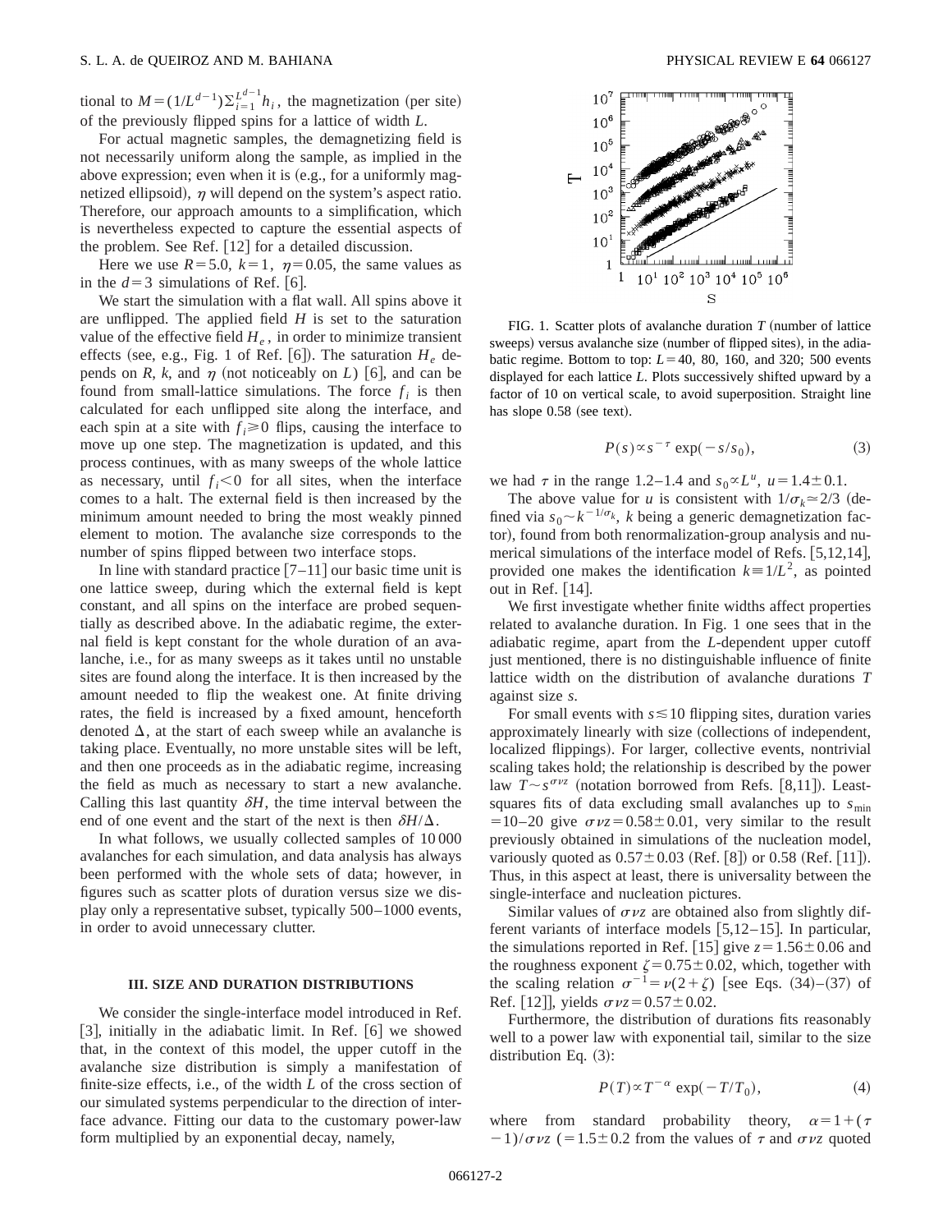tional to $M=(1/L^{d-1})\sum_{i=1}^{L^{d-1}} h_i$, the magnetization (per site) of the previously flipped spins for a lattice of width $L$.

For actual magnetic samples, the demagnetizing field is not necessarily uniform along the sample, as implied in the above expression; even when it is (e.g., for a uniformly magnetized ellipsoid), $\eta$ will depend on the system's aspect ratio. Therefore, our approach amounts to a simplification, which is nevertheless expected to capture the essential aspects of the problem. See Ref. [12] for a detailed discussion.

Here we use $R=5.0$, $k=1$, $\eta=0.05$, the same values as in the $d=3$ simulations of Ref. [6].

We start the simulation with a flat wall. All spins above it are unflipped. The applied field $H$ is set to the saturation value of the effective field $H_e$, in order to minimize transient effects (see, e.g., Fig. 1 of Ref. [6]). The saturation $H_e$ depends on $R$, $k$, and $\eta$ (not noticeably on $L$) [6], and can be found from small-lattice simulations. The force $f_i$ is then calculated for each unflipped site along the interface, and each spin at a site with $f_i \geq 0$ flips, causing the interface to move up one step. The magnetization is updated, and this process continues, with as many sweeps of the whole lattice as necessary, until $f_i < 0$ for all sites, when the interface comes to a halt. The external field is then increased by the minimum amount needed to bring the most weakly pinned element to motion. The avalanche size corresponds to the number of spins flipped between two interface stops.

In line with standard practice [7–11] our basic time unit is one lattice sweep, during which the external field is kept constant, and all spins on the interface are probed sequentially as described above. In the adiabatic regime, the external field is kept constant for the whole duration of an avalanche, i.e., for as many sweeps as it takes until no unstable sites are found along the interface. It is then increased by the amount needed to flip the weakest one. At finite driving rates, the field is increased by a fixed amount, henceforth denoted $\Delta$, at the start of each sweep while an avalanche is taking place. Eventually, no more unstable sites will be left, and then one proceeds as in the adiabatic regime, increasing the field as much as necessary to start a new avalanche. Calling this last quantity $\delta H$, the time interval between the end of one event and the start of the next is then $\delta H/\Delta$.

In what follows, we usually collected samples of 10 000 avalanches for each simulation, and data analysis has always been performed with the whole sets of data; however, in figures such as scatter plots of duration versus size we display only a representative subset, typically 500–1000 events, in order to avoid unnecessary clutter.

## III. SIZE AND DURATION DISTRIBUTIONS

We consider the single-interface model introduced in Ref. [3], initially in the adiabatic limit. In Ref. [6] we showed that, in the context of this model, the upper cutoff in the avalanche size distribution is simply a manifestation of finite-size effects, i.e., of the width $L$ of the cross section of our simulated systems perpendicular to the direction of interface advance. Fitting our data to the customary power-law form multiplied by an exponential decay, namely,

FIG. 1. Scatter plots of avalanche duration $T$ (number of lattice sweeps) versus avalanche size (number of flipped sites), in the adiabatic regime. Bottom to top: $L=40$, 80, 160, and 320; 500 events displayed for each lattice $L$. Plots successively shifted upward by a factor of 10 on vertical scale, to avoid superposition. Straight line has slope 0.58 (see text).

$$P(s) \propto s^{-\tau} \exp(-s/s_0), \tag{3}$$

we had $\tau$ in the range 1.2–1.4 and $s_0 \propto L^u$, $u=1.4\pm0.1$.

The above value for $u$ is consistent with $1/\sigma_k \simeq 2/3$ (defined via $s_0 \sim k^{-1/\sigma_k}$, $k$ being a generic demagnetization factor), found from both renormalization-group analysis and numerical simulations of the interface model of Refs. [5,12,14], provided one makes the identification $k \equiv 1/L^2$, as pointed out in Ref. [14].

We first investigate whether finite widths affect properties related to avalanche duration. In Fig. 1 one sees that in the adiabatic regime, apart from the $L$-dependent upper cutoff just mentioned, there is no distinguishable influence of finite lattice width on the distribution of avalanche durations $T$ against size $s$.

For small events with $s \lesssim 10$ flipping sites, duration varies approximately linearly with size (collections of independent, localized flippings). For larger, collective events, nontrivial scaling takes hold; the relationship is described by the power law $T \sim s^{\sigma\nu z}$ (notation borrowed from Refs. [8,11]). Least-squares fits of data excluding small avalanches up to $s_{\min} = 10$–20 give $\sigma\nu z = 0.58\pm0.01$, very similar to the result previously obtained in simulations of the nucleation model, variously quoted as $0.57\pm0.03$ (Ref. [8]) or 0.58 (Ref. [11]). Thus, in this aspect at least, there is universality between the single-interface and nucleation pictures.

Similar values of $\sigma\nu z$ are obtained also from slightly different variants of interface models [5,12–15]. In particular, the simulations reported in Ref. [15] give $z=1.56\pm0.06$ and the roughness exponent $\zeta=0.75\pm0.02$, which, together with the scaling relation $\sigma^{-1}=\nu(2+\zeta)$ [see Eqs. (34)–(37) of Ref. [12]], yields $\sigma\nu z=0.57\pm0.02$.

Furthermore, the distribution of durations fits reasonably well to a power law with exponential tail, similar to the size distribution Eq. (3):

$$P(T) \propto T^{-\alpha} \exp(-T/T_0), \tag{4}$$

where from standard probability theory, $\alpha=1+(\tau-1)/\sigma\nu z$ ($=1.5\pm0.2$ from the values of $\tau$ and $\sigma\nu z$ quoted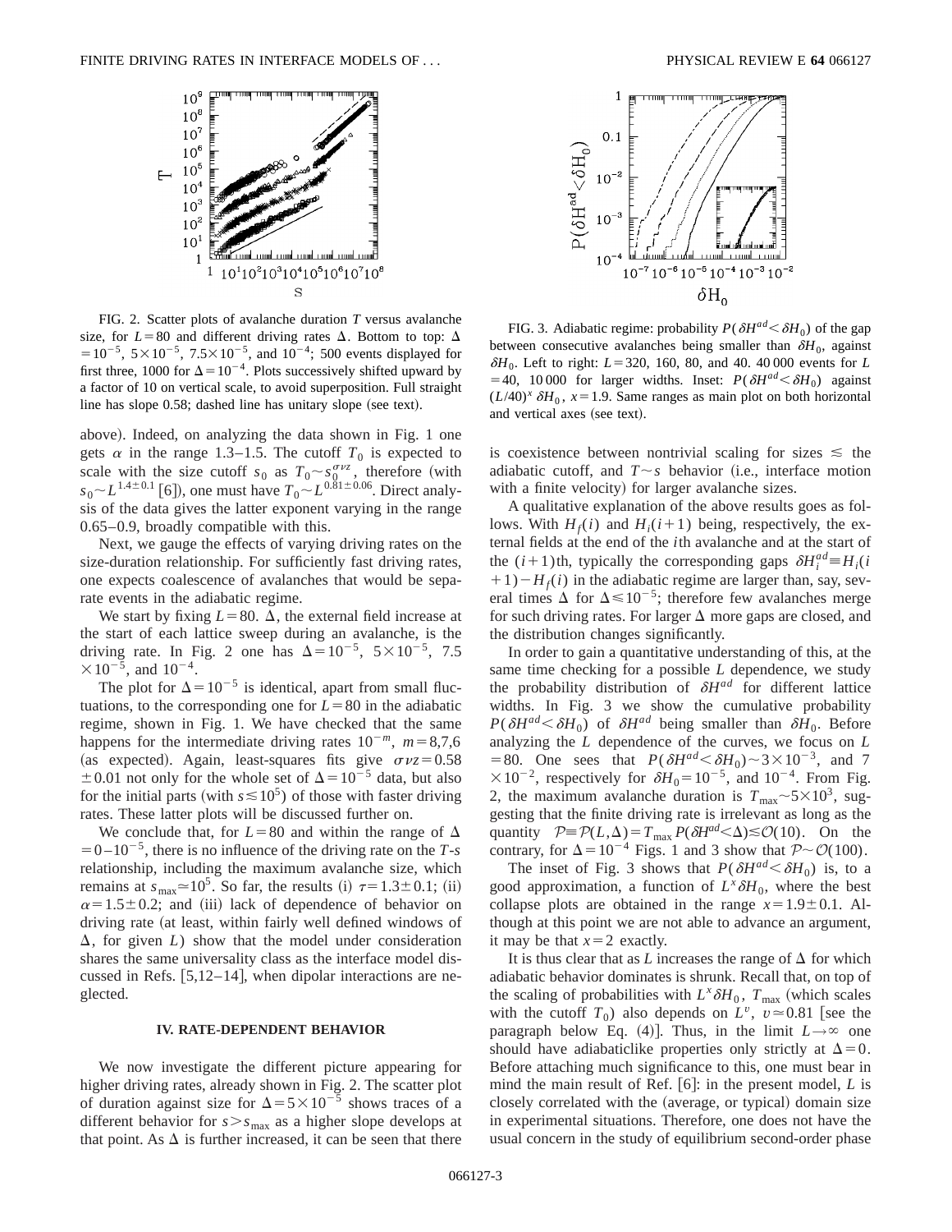FIG. 2. Scatter plots of avalanche duration $T$ versus avalanche size, for $L=80$ and different driving rates $\Delta$. Bottom to top: $\Delta=10^{-5}$, $5\times10^{-5}$, $7.5\times10^{-5}$, and $10^{-4}$; 500 events displayed for first three, 1000 for $\Delta=10^{-4}$. Plots successively shifted upward by a factor of 10 on vertical scale, to avoid superposition. Full straight line has slope 0.58; dashed line has unitary slope (see text).

above). Indeed, on analyzing the data shown in Fig. 1 one gets $\alpha$ in the range 1.3–1.5. The cutoff $T_0$ is expected to scale with the size cutoff $s_0$ as $T_0 \sim s_0^{\sigma\nu z}$, therefore (with $s_0 \sim L^{1.4\pm0.1}$ [6]), one must have $T_0 \sim L^{0.81\pm0.06}$. Direct analysis of the data gives the latter exponent varying in the range 0.65–0.9, broadly compatible with this.

Next, we gauge the effects of varying driving rates on the size-duration relationship. For sufficiently fast driving rates, one expects coalescence of avalanches that would be separate events in the adiabatic regime.

We start by fixing $L=80$. $\Delta$, the external field increase at the start of each lattice sweep during an avalanche, is the driving rate. In Fig. 2 one has $\Delta=10^{-5}$, $5\times10^{-5}$, $7.5\times10^{-5}$, and $10^{-4}$.

The plot for $\Delta=10^{-5}$ is identical, apart from small fluctuations, to the corresponding one for $L=80$ in the adiabatic regime, shown in Fig. 1. We have checked that the same happens for the intermediate driving rates $10^{-m}$, $m=8,7,6$ (as expected). Again, least-squares fits give $\sigma\nu z=0.58\pm0.01$ not only for the whole set of $\Delta=10^{-5}$ data, but also for the initial parts (with $s\lesssim10^{5}$) of those with faster driving rates. These latter plots will be discussed further on.

We conclude that, for $L=80$ and within the range of $\Delta=0-10^{-5}$, there is no influence of the driving rate on the $T$-$s$ relationship, including the maximum avalanche size, which remains at $s_{\max}\simeq10^{5}$. So far, the results (i) $\tau=1.3\pm0.1$; (ii) $\alpha=1.5\pm0.2$; and (iii) lack of dependence of behavior on driving rate (at least, within fairly well defined windows of $\Delta$, for given $L$) show that the model under consideration shares the same universality class as the interface model discussed in Refs. [5,12–14], when dipolar interactions are neglected.

## IV. RATE-DEPENDENT BEHAVIOR

We now investigate the different picture appearing for higher driving rates, already shown in Fig. 2. The scatter plot of duration against size for $\Delta=5\times10^{-5}$ shows traces of a different behavior for $s>s_{\max}$ as a higher slope develops at that point. As $\Delta$ is further increased, it can be seen that there

FIG. 3. Adiabatic regime: probability $P(\delta H^{ad}<\delta H_0)$ of the gap between consecutive avalanches being smaller than $\delta H_0$, against $\delta H_0$. Left to right: $L=320$, 160, 80, and 40. 40 000 events for $L=40$, 10 000 for larger widths. Inset: $P(\delta H^{ad}<\delta H_0)$ against $(L/40)^x\,\delta H_0$, $x=1.9$. Same ranges as main plot on both horizontal and vertical axes (see text).

is coexistence between nontrivial scaling for sizes $\lesssim$ the adiabatic cutoff, and $T\sim s$ behavior (i.e., interface motion with a finite velocity) for larger avalanche sizes.

A qualitative explanation of the above results goes as follows. With $H_f(i)$ and $H_i(i+1)$ being, respectively, the external fields at the end of the $i$th avalanche and at the start of the $(i+1)$th, typically the corresponding gaps $\delta H_i^{ad}\equiv H_i(i+1)-H_f(i)$ in the adiabatic regime are larger than, say, several times $\Delta$ for $\Delta\leqslant10^{-5}$; therefore few avalanches merge for such driving rates. For larger $\Delta$ more gaps are closed, and the distribution changes significantly.

In order to gain a quantitative understanding of this, at the same time checking for a possible $L$ dependence, we study the probability distribution of $\delta H^{ad}$ for different lattice widths. In Fig. 3 we show the cumulative probability $P(\delta H^{ad}<\delta H_0)$ of $\delta H^{ad}$ being smaller than $\delta H_0$. Before analyzing the $L$ dependence of the curves, we focus on $L=80$. One sees that $P(\delta H^{ad}<\delta H_0)\sim3\times10^{-3}$, and $7\times10^{-2}$, respectively for $\delta H_0=10^{-5}$, and $10^{-4}$. From Fig. 2, the maximum avalanche duration is $T_{\max}\sim5\times10^{3}$, suggesting that the finite driving rate is irrelevant as long as the quantity $\mathcal{P}\equiv\mathcal{P}(L,\Delta)=T_{\max}P(\delta H^{ad}<\Delta)\lesssim\mathcal{O}(10)$. On the contrary, for $\Delta=10^{-4}$ Figs. 1 and 3 show that $\mathcal{P}\sim\mathcal{O}(100)$.

The inset of Fig. 3 shows that $P(\delta H^{ad}<\delta H_0)$ is, to a good approximation, a function of $L^x\delta H_0$, where the best collapse plots are obtained in the range $x=1.9\pm0.1$. Although at this point we are not able to advance an argument, it may be that $x=2$ exactly.

It is thus clear that as $L$ increases the range of $\Delta$ for which adiabatic behavior dominates is shrunk. Recall that, on top of the scaling of probabilities with $L^x\delta H_0$, $T_{\max}$ (which scales with the cutoff $T_0$) also depends on $L^v$, $v\simeq0.81$ [see the paragraph below Eq. (4)]. Thus, in the limit $L\to\infty$ one should have adiabaticlike properties only strictly at $\Delta=0$. Before attaching much significance to this, one must bear in mind the main result of Ref. [6]: in the present model, $L$ is closely correlated with the (average, or typical) domain size in experimental situations. Therefore, one does not have the usual concern in the study of equilibrium second-order phase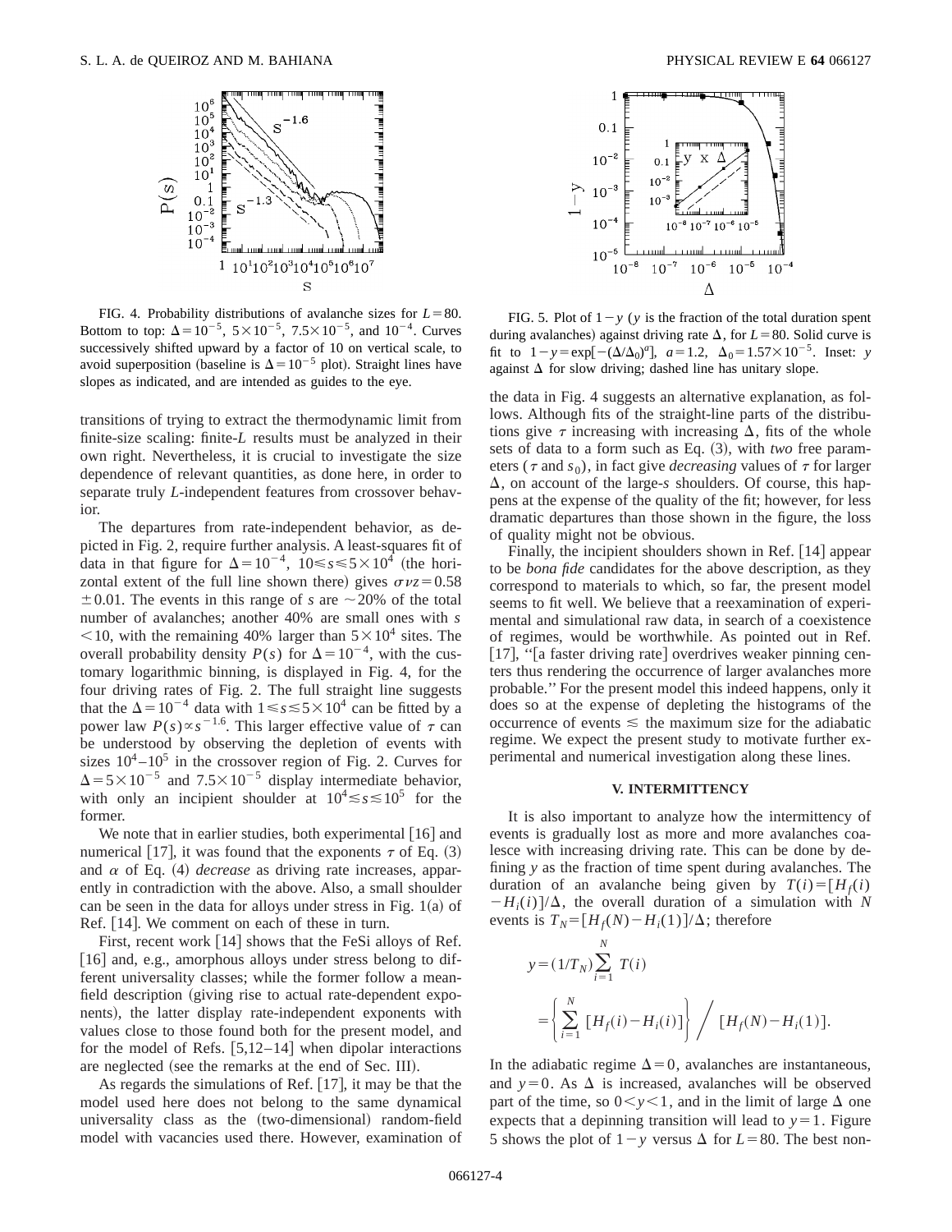FIG. 4. Probability distributions of avalanche sizes for $L=80$. Bottom to top: $\Delta=10^{-5}$, $5\times10^{-5}$, $7.5\times10^{-5}$, and $10^{-4}$. Curves successively shifted upward by a factor of 10 on vertical scale, to avoid superposition (baseline is $\Delta=10^{-5}$ plot). Straight lines have slopes as indicated, and are intended as guides to the eye.

FIG. 5. Plot of $1-y$ ($y$ is the fraction of the total duration spent during avalanches) against driving rate $\Delta$, for $L=80$. Solid curve is fit to $1-y=\exp[-(\Delta/\Delta_0)^a]$, $a=1.2$, $\Delta_0=1.57\times10^{-5}$. Inset: $y$ against $\Delta$ for slow driving; dashed line has unitary slope.

transitions of trying to extract the thermodynamic limit from finite-size scaling: finite-$L$ results must be analyzed in their own right. Nevertheless, it is crucial to investigate the size dependence of relevant quantities, as done here, in order to separate truly $L$-independent features from crossover behavior.

The departures from rate-independent behavior, as depicted in Fig. 2, require further analysis. A least-squares fit of data in that figure for $\Delta=10^{-4}$, $10\leqslant s\leqslant 5\times10^{4}$ (the horizontal extent of the full line shown there) gives $\sigma\nu z=0.58\pm0.01$. The events in this range of $s$ are $\sim20\%$ of the total number of avalanches; another 40% are small ones with $s<10$, with the remaining 40% larger than $5\times10^{4}$ sites. The overall probability density $P(s)$ for $\Delta=10^{-4}$, with the customary logarithmic binning, is displayed in Fig. 4, for the four driving rates of Fig. 2. The full straight line suggests that the $\Delta=10^{-4}$ data with $1\leqslant s\lesssim 5\times10^{4}$ can be fitted by a power law $P(s)\propto s^{-1.6}$. This larger effective value of $\tau$ can be understood by observing the depletion of events with sizes $10^{4}$–$10^{5}$ in the crossover region of Fig. 2. Curves for $\Delta=5\times10^{-5}$ and $7.5\times10^{-5}$ display intermediate behavior, with only an incipient shoulder at $10^{4}\lesssim s\lesssim10^{5}$ for the former.

We note that in earlier studies, both experimental [16] and numerical [17], it was found that the exponents $\tau$ of Eq. (3) and $\alpha$ of Eq. (4) *decrease* as driving rate increases, apparently in contradiction with the above. Also, a small shoulder can be seen in the data for alloys under stress in Fig. 1(a) of Ref. [14]. We comment on each of these in turn.

First, recent work [14] shows that the FeSi alloys of Ref. [16] and, e.g., amorphous alloys under stress belong to different universality classes; while the former follow a mean-field description (giving rise to actual rate-dependent exponents), the latter display rate-independent exponents with values close to those found both for the present model, and for the model of Refs. [5,12–14] when dipolar interactions are neglected (see the remarks at the end of Sec. III).

As regards the simulations of Ref. [17], it may be that the model used here does not belong to the same dynamical universality class as the (two-dimensional) random-field model with vacancies used there. However, examination of the data in Fig. 4 suggests an alternative explanation, as follows. Although fits of the straight-line parts of the distributions give $\tau$ increasing with increasing $\Delta$, fits of the whole sets of data to a form such as Eq. (3), with *two* free parameters ($\tau$ and $s_0$), in fact give *decreasing* values of $\tau$ for larger $\Delta$, on account of the large-$s$ shoulders. Of course, this happens at the expense of the quality of the fit; however, for less dramatic departures than those shown in the figure, the loss of quality might not be obvious.

Finally, the incipient shoulders shown in Ref. [14] appear to be *bona fide* candidates for the above description, as they correspond to materials to which, so far, the present model seems to fit well. We believe that a reexamination of experimental and simulational raw data, in search of a coexistence of regimes, would be worthwhile. As pointed out in Ref. [17], "[a faster driving rate] overdrives weaker pinning centers thus rendering the occurrence of larger avalanches more probable." For the present model this indeed happens, only it does so at the expense of depleting the histograms of the occurrence of events $\lesssim$ the maximum size for the adiabatic regime. We expect the present study to motivate further experimental and numerical investigation along these lines.

## V. INTERMITTENCY

It is also important to analyze how the intermittency of events is gradually lost as more and more avalanches coalesce with increasing driving rate. This can be done by defining $y$ as the fraction of time spent during avalanches. The duration of an avalanche being given by $T(i)=[H_f(i)-H_i(i)]/\Delta$, the overall duration of a simulation with $N$ events is $T_N=[H_f(N)-H_i(1)]/\Delta$; therefore

$$y=(1/T_N)\sum_{i=1}^{N} T(i)$$

$$=\left\{\sum_{i=1}^{N}[H_f(i)-H_i(i)]\right\}\Big/[H_f(N)-H_i(1)].$$

In the adiabatic regime $\Delta=0$, avalanches are instantaneous, and $y=0$. As $\Delta$ is increased, avalanches will be observed part of the time, so $0<y<1$, and in the limit of large $\Delta$ one expects that a depinning transition will lead to $y=1$. Figure 5 shows the plot of $1-y$ versus $\Delta$ for $L=80$. The best non-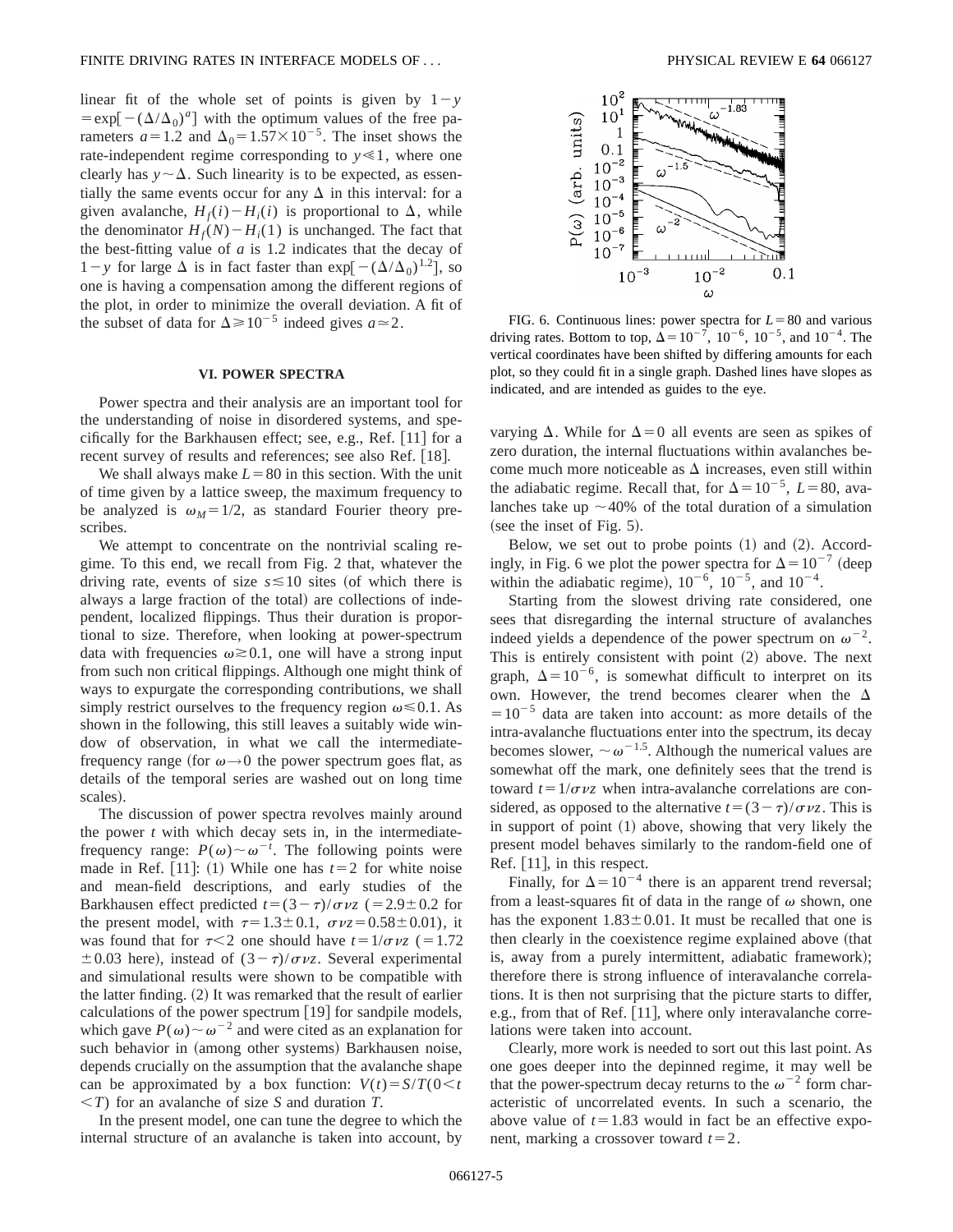linear fit of the whole set of points is given by $1-y = \exp[-(\Delta/\Delta_0)^a]$ with the optimum values of the free parameters $a=1.2$ and $\Delta_0 = 1.57\times 10^{-5}$. The inset shows the rate-independent regime corresponding to $y \ll 1$, where one clearly has $y \sim \Delta$. Such linearity is to be expected, as essentially the same events occur for any $\Delta$ in this interval: for a given avalanche, $H_f(i) - H_i(i)$ is proportional to $\Delta$, while the denominator $H_f(N) - H_i(1)$ is unchanged. The fact that the best-fitting value of $a$ is 1.2 indicates that the decay of $1-y$ for large $\Delta$ is in fact faster than $\exp[-(\Delta/\Delta_0)^{1.2}]$, so one is having a compensation among the different regions of the plot, in order to minimize the overall deviation. A fit of the subset of data for $\Delta \geq 10^{-5}$ indeed gives $a \simeq 2$.

## VI. POWER SPECTRA

Power spectra and their analysis are an important tool for the understanding of noise in disordered systems, and specifically for the Barkhausen effect; see, e.g., Ref. [11] for a recent survey of results and references; see also Ref. [18].

We shall always make $L=80$ in this section. With the unit of time given by a lattice sweep, the maximum frequency to be analyzed is $\omega_M = 1/2$, as standard Fourier theory prescribes.

We attempt to concentrate on the nontrivial scaling regime. To this end, we recall from Fig. 2 that, whatever the driving rate, events of size $s \lesssim 10$ sites (of which there is always a large fraction of the total) are collections of independent, localized flippings. Thus their duration is proportional to size. Therefore, when looking at power-spectrum data with frequencies $\omega \gtrsim 0.1$, one will have a strong input from such non critical flippings. Although one might think of ways to expurgate the corresponding contributions, we shall simply restrict ourselves to the frequency region $\omega \lesssim 0.1$. As shown in the following, this still leaves a suitably wide window of observation, in what we call the intermediate-frequency range (for $\omega \to 0$ the power spectrum goes flat, as details of the temporal series are washed out on long time scales).

The discussion of power spectra revolves mainly around the power $t$ with which decay sets in, in the intermediate-frequency range: $P(\omega) \sim \omega^{-t}$. The following points were made in Ref. [11]: (1) While one has $t=2$ for white noise and mean-field descriptions, and early studies of the Barkhausen effect predicted $t=(3-\tau)/\sigma\nu z$ $(=2.9\pm 0.2$ for the present model, with $\tau = 1.3\pm 0.1$, $\sigma\nu z = 0.58\pm 0.01)$, it was found that for $\tau < 2$ one should have $t = 1/\sigma\nu z$ $(=1.72 \pm 0.03$ here$)$, instead of $(3-\tau)/\sigma\nu z$. Several experimental and simulational results were shown to be compatible with the latter finding. (2) It was remarked that the result of earlier calculations of the power spectrum [19] for sandpile models, which gave $P(\omega) \sim \omega^{-2}$ and were cited as an explanation for such behavior in (among other systems) Barkhausen noise, depends crucially on the assumption that the avalanche shape can be approximated by a box function: $V(t) = S/T (0 < t < T)$ for an avalanche of size $S$ and duration $T$.

In the present model, one can tune the degree to which the internal structure of an avalanche is taken into account, by varying $\Delta$. While for $\Delta = 0$ all events are seen as spikes of zero duration, the internal fluctuations within avalanches become much more noticeable as $\Delta$ increases, even still within the adiabatic regime. Recall that, for $\Delta = 10^{-5}$, $L=80$, avalanches take up $\sim 40\%$ of the total duration of a simulation (see the inset of Fig. 5).

FIG. 6. Continuous lines: power spectra for $L=80$ and various driving rates. Bottom to top, $\Delta = 10^{-7}$, $10^{-6}$, $10^{-5}$, and $10^{-4}$. The vertical coordinates have been shifted by differing amounts for each plot, so they could fit in a single graph. Dashed lines have slopes as indicated, and are intended as guides to the eye.

Below, we set out to probe points (1) and (2). Accordingly, in Fig. 6 we plot the power spectra for $\Delta = 10^{-7}$ (deep within the adiabatic regime), $10^{-6}$, $10^{-5}$, and $10^{-4}$.

Starting from the slowest driving rate considered, one sees that disregarding the internal structure of avalanches indeed yields a dependence of the power spectrum on $\omega^{-2}$. This is entirely consistent with point (2) above. The next graph, $\Delta = 10^{-6}$, is somewhat difficult to interpret on its own. However, the trend becomes clearer when the $\Delta = 10^{-5}$ data are taken into account: as more details of the intra-avalanche fluctuations enter into the spectrum, its decay becomes slower, $\sim \omega^{-1.5}$. Although the numerical values are somewhat off the mark, one definitely sees that the trend is toward $t = 1/\sigma\nu z$ when intra-avalanche correlations are considered, as opposed to the alternative $t = (3-\tau)/\sigma\nu z$. This is in support of point (1) above, showing that very likely the present model behaves similarly to the random-field one of Ref. [11], in this respect.

Finally, for $\Delta = 10^{-4}$ there is an apparent trend reversal; from a least-squares fit of data in the range of $\omega$ shown, one has the exponent $1.83\pm 0.01$. It must be recalled that one is then clearly in the coexistence regime explained above (that is, away from a purely intermittent, adiabatic framework); therefore there is strong influence of interavalanche correlations. It is then not surprising that the picture starts to differ, e.g., from that of Ref. [11], where only interavalanche correlations were taken into account.

Clearly, more work is needed to sort out this last point. As one goes deeper into the depinned regime, it may well be that the power-spectrum decay returns to the $\omega^{-2}$ form characteristic of uncorrelated events. In such a scenario, the above value of $t=1.83$ would in fact be an effective exponent, marking a crossover toward $t=2$.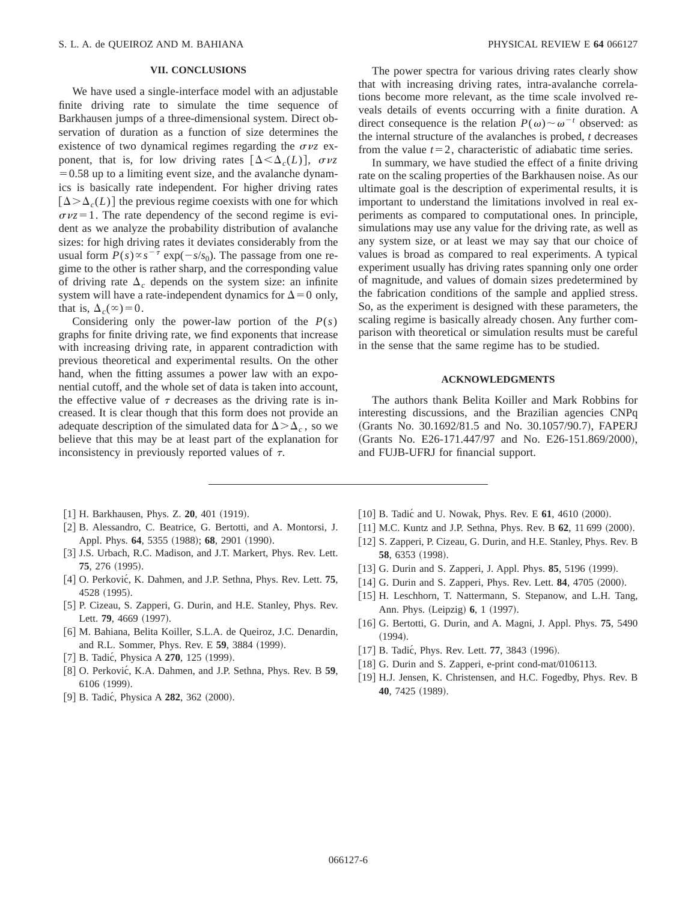## VII. CONCLUSIONS

We have used a single-interface model with an adjustable finite driving rate to simulate the time sequence of Barkhausen jumps of a three-dimensional system. Direct observation of duration as a function of size determines the existence of two dynamical regimes regarding the $\sigma\nu z$ exponent, that is, for low driving rates $[\Delta < \Delta_c(L)]$, $\sigma\nu z = 0.58$ up to a limiting event size, and the avalanche dynamics is basically rate independent. For higher driving rates $[\Delta > \Delta_c(L)]$ the previous regime coexists with one for which $\sigma\nu z = 1$. The rate dependency of the second regime is evident as we analyze the probability distribution of avalanche sizes: for high driving rates it deviates considerably from the usual form $P(s) \propto s^{-\tau} \exp(-s/s_0)$. The passage from one regime to the other is rather sharp, and the corresponding value of driving rate $\Delta_c$ depends on the system size: an infinite system will have a rate-independent dynamics for $\Delta = 0$ only, that is, $\Delta_c(\infty) = 0$.

Considering only the power-law portion of the $P(s)$ graphs for finite driving rate, we find exponents that increase with increasing driving rate, in apparent contradiction with previous theoretical and experimental results. On the other hand, when the fitting assumes a power law with an exponential cutoff, and the whole set of data is taken into account, the effective value of $\tau$ decreases as the driving rate is increased. It is clear though that this form does not provide an adequate description of the simulated data for $\Delta > \Delta_c$, so we believe that this may be at least part of the explanation for inconsistency in previously reported values of $\tau$.

The power spectra for various driving rates clearly show that with increasing driving rates, intra-avalanche correlations become more relevant, as the time scale involved reveals details of events occurring with a finite duration. A direct consequence is the relation $P(\omega) \sim \omega^{-t}$ observed: as the internal structure of the avalanches is probed, $t$ decreases from the value $t = 2$, characteristic of adiabatic time series.

In summary, we have studied the effect of a finite driving rate on the scaling properties of the Barkhausen noise. As our ultimate goal is the description of experimental results, it is important to understand the limitations involved in real experiments as compared to computational ones. In principle, simulations may use any value for the driving rate, as well as any system size, or at least we may say that our choice of values is broad as compared to real experiments. A typical experiment usually has driving rates spanning only one order of magnitude, and values of domain sizes predetermined by the fabrication conditions of the sample and applied stress. So, as the experiment is designed with these parameters, the scaling regime is basically already chosen. Any further comparison with theoretical or simulation results must be careful in the sense that the same regime has to be studied.

## ACKNOWLEDGMENTS

The authors thank Belita Koiller and Mark Robbins for interesting discussions, and the Brazilian agencies CNPq (Grants No. 30.1692/81.5 and No. 30.1057/90.7), FAPERJ (Grants No. E26-171.447/97 and No. E26-151.869/2000), and FUJB-UFRJ for financial support.

[1] H. Barkhausen, Phys. Z. **20**, 401 (1919).

[2] B. Alessandro, C. Beatrice, G. Bertotti, and A. Montorsi, J. Appl. Phys. **64**, 5355 (1988); **68**, 2901 (1990).

[3] J.S. Urbach, R.C. Madison, and J.T. Markert, Phys. Rev. Lett. **75**, 276 (1995).

[4] O. Perković, K. Dahmen, and J.P. Sethna, Phys. Rev. Lett. **75**, 4528 (1995).

[5] P. Cizeau, S. Zapperi, G. Durin, and H.E. Stanley, Phys. Rev. Lett. **79**, 4669 (1997).

[6] M. Bahiana, Belita Koiller, S.L.A. de Queiroz, J.C. Denardin, and R.L. Sommer, Phys. Rev. E **59**, 3884 (1999).

[7] B. Tadić, Physica A **270**, 125 (1999).

[8] O. Perković, K.A. Dahmen, and J.P. Sethna, Phys. Rev. B **59**, 6106 (1999).

[9] B. Tadić, Physica A **282**, 362 (2000).

[10] B. Tadić and U. Nowak, Phys. Rev. E **61**, 4610 (2000).

[11] M.C. Kuntz and J.P. Sethna, Phys. Rev. B **62**, 11 699 (2000).

[12] S. Zapperi, P. Cizeau, G. Durin, and H.E. Stanley, Phys. Rev. B **58**, 6353 (1998).

[13] G. Durin and S. Zapperi, J. Appl. Phys. **85**, 5196 (1999).

[14] G. Durin and S. Zapperi, Phys. Rev. Lett. **84**, 4705 (2000).

[15] H. Leschhorn, T. Nattermann, S. Stepanow, and L.H. Tang, Ann. Phys. (Leipzig) **6**, 1 (1997).

[16] G. Bertotti, G. Durin, and A. Magni, J. Appl. Phys. **75**, 5490 (1994).

[17] B. Tadić, Phys. Rev. Lett. **77**, 3843 (1996).

[18] G. Durin and S. Zapperi, e-print cond-mat/0106113.

[19] H.J. Jensen, K. Christensen, and H.C. Fogedby, Phys. Rev. B **40**, 7425 (1989).